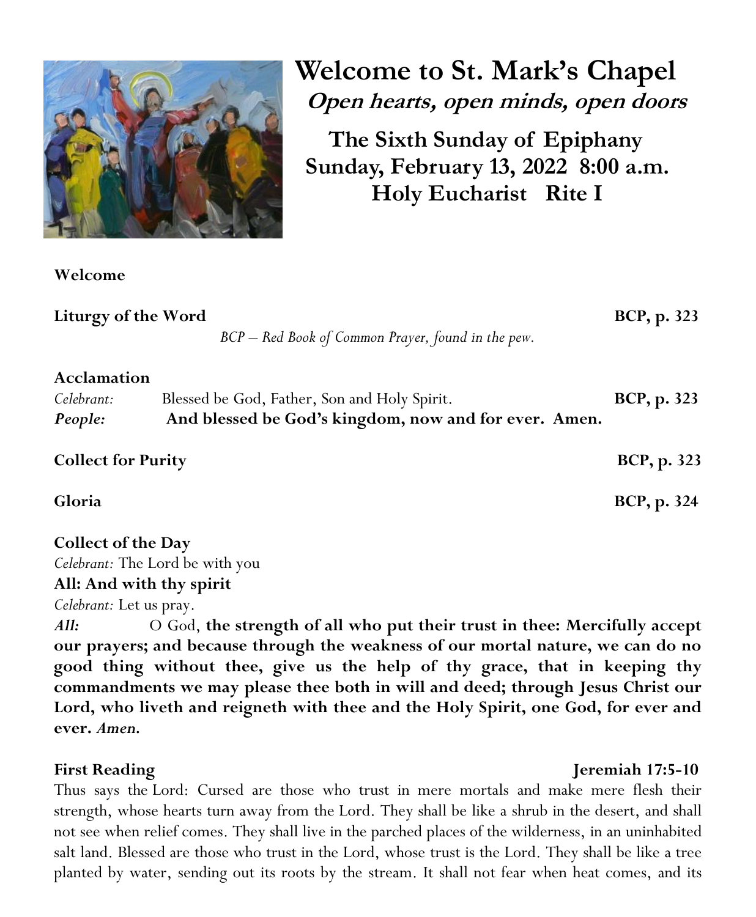# Welcome to St. Mark's Chapel

***Open hearts, open minds, open doors***

## The Sixth Sunday of Epiphany
## Sunday, February 13, 2022 8:00 a.m.
## Holy Eucharist Rite I

**Welcome**

**Liturgy of the Word** **BCP, p. 323**

*BCP – Red Book of Common Prayer, found in the pew.*

**Acclamation**

*Celebrant:* Blessed be God, Father, Son and Holy Spirit. **BCP, p. 323**

***People:*** **And blessed be God's kingdom, now and for ever. Amen.**

**Collect for Purity** **BCP, p. 323**

**Gloria** **BCP, p. 324**

**Collect of the Day**

*Celebrant:* The Lord be with you

**All: And with thy spirit**

*Celebrant:* Let us pray.

***All:*** O God, **the strength of all who put their trust in thee: Mercifully accept our prayers; and because through the weakness of our mortal nature, we can do no good thing without thee, give us the help of thy grace, that in keeping thy commandments we may please thee both in will and deed; through Jesus Christ our Lord, who liveth and reigneth with thee and the Holy Spirit, one God, for ever and ever.** ***Amen.***

**First Reading** **Jeremiah 17:5-10**

Thus says the Lord: Cursed are those who trust in mere mortals and make mere flesh their strength, whose hearts turn away from the Lord. They shall be like a shrub in the desert, and shall not see when relief comes. They shall live in the parched places of the wilderness, in an uninhabited salt land. Blessed are those who trust in the Lord, whose trust is the Lord. They shall be like a tree planted by water, sending out its roots by the stream. It shall not fear when heat comes, and its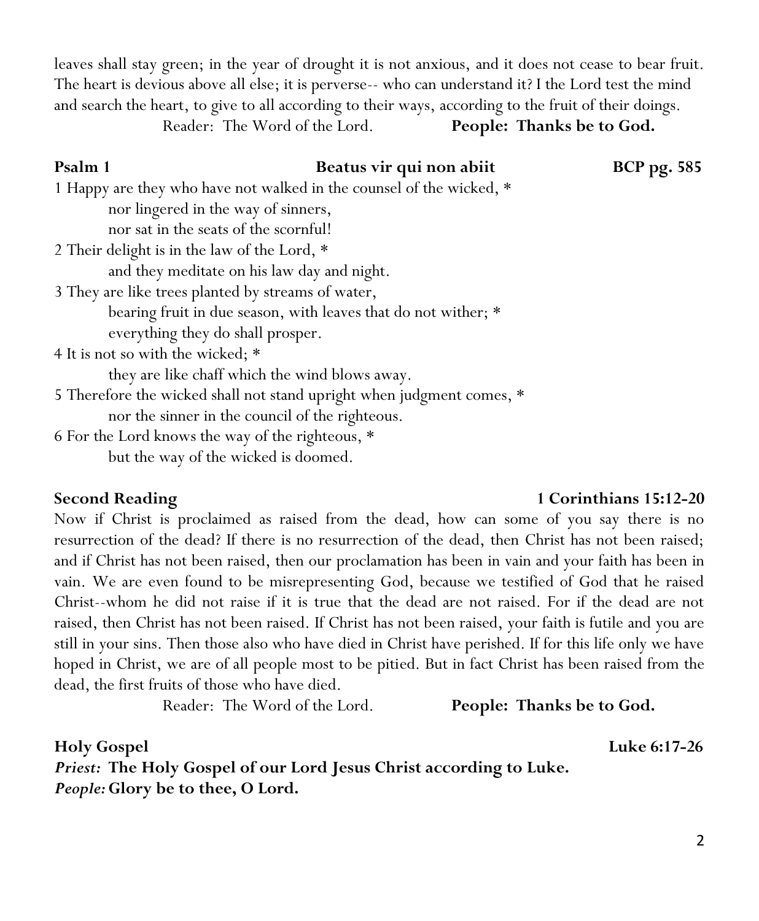leaves shall stay green; in the year of drought it is not anxious, and it does not cease to bear fruit. The heart is devious above all else; it is perverse-- who can understand it? I the Lord test the mind and search the heart, to give to all according to their ways, according to the fruit of their doings.

Reader: The Word of the Lord. **People: Thanks be to God.**

**Psalm 1** **Beatus vir qui non abiit** **BCP pg. 585**

1 Happy are they who have not walked in the counsel of the wicked, *
nor lingered in the way of sinners,
nor sat in the seats of the scornful!

2 Their delight is in the law of the Lord, *
and they meditate on his law day and night.

3 They are like trees planted by streams of water,
bearing fruit in due season, with leaves that do not wither; *
everything they do shall prosper.

4 It is not so with the wicked; *
they are like chaff which the wind blows away.

5 Therefore the wicked shall not stand upright when judgment comes, *
nor the sinner in the council of the righteous.

6 For the Lord knows the way of the righteous, *
but the way of the wicked is doomed.

**Second Reading** **1 Corinthians 15:12-20**

Now if Christ is proclaimed as raised from the dead, how can some of you say there is no resurrection of the dead? If there is no resurrection of the dead, then Christ has not been raised; and if Christ has not been raised, then our proclamation has been in vain and your faith has been in vain. We are even found to be misrepresenting God, because we testified of God that he raised Christ--whom he did not raise if it is true that the dead are not raised. For if the dead are not raised, then Christ has not been raised. If Christ has not been raised, your faith is futile and you are still in your sins. Then those also who have died in Christ have perished. If for this life only we have hoped in Christ, we are of all people most to be pitied. But in fact Christ has been raised from the dead, the first fruits of those who have died.

Reader: The Word of the Lord. **People: Thanks be to God.**

**Holy Gospel** **Luke 6:17-26**

***Priest:*** **The Holy Gospel of our Lord Jesus Christ according to Luke.**
***People:*** **Glory be to thee, O Lord.**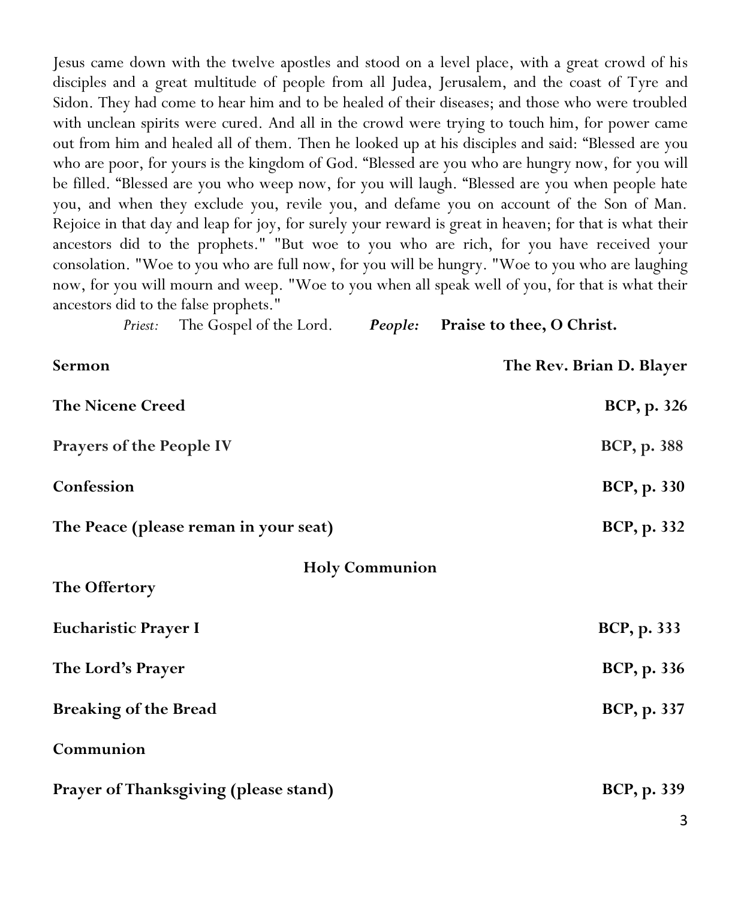Jesus came down with the twelve apostles and stood on a level place, with a great crowd of his disciples and a great multitude of people from all Judea, Jerusalem, and the coast of Tyre and Sidon. They had come to hear him and to be healed of their diseases; and those who were troubled with unclean spirits were cured. And all in the crowd were trying to touch him, for power came out from him and healed all of them. Then he looked up at his disciples and said: "Blessed are you who are poor, for yours is the kingdom of God. "Blessed are you who are hungry now, for you will be filled. "Blessed are you who weep now, for you will laugh. "Blessed are you when people hate you, and when they exclude you, revile you, and defame you on account of the Son of Man. Rejoice in that day and leap for joy, for surely your reward is great in heaven; for that is what their ancestors did to the prophets." "But woe to you who are rich, for you have received your consolation. "Woe to you who are full now, for you will be hungry. "Woe to you who are laughing now, for you will mourn and weep. "Woe to you when all speak well of you, for that is what their ancestors did to the false prophets."

*Priest:* The Gospel of the Lord. ***People:*** **Praise to thee, O Christ.**

**Sermon** — **The Rev. Brian D. Blayer**

**The Nicene Creed** — **BCP, p. 326**

**Prayers of the People IV** — **BCP, p. 388**

**Confession** — **BCP, p. 330**

**The Peace (please reman in your seat)** — **BCP, p. 332**

## Holy Communion

**The Offertory**

**Eucharistic Prayer I** — **BCP, p. 333**

**The Lord's Prayer** — **BCP, p. 336**

**Breaking of the Bread** — **BCP, p. 337**

**Communion**

**Prayer of Thanksgiving (please stand)** — **BCP, p. 339**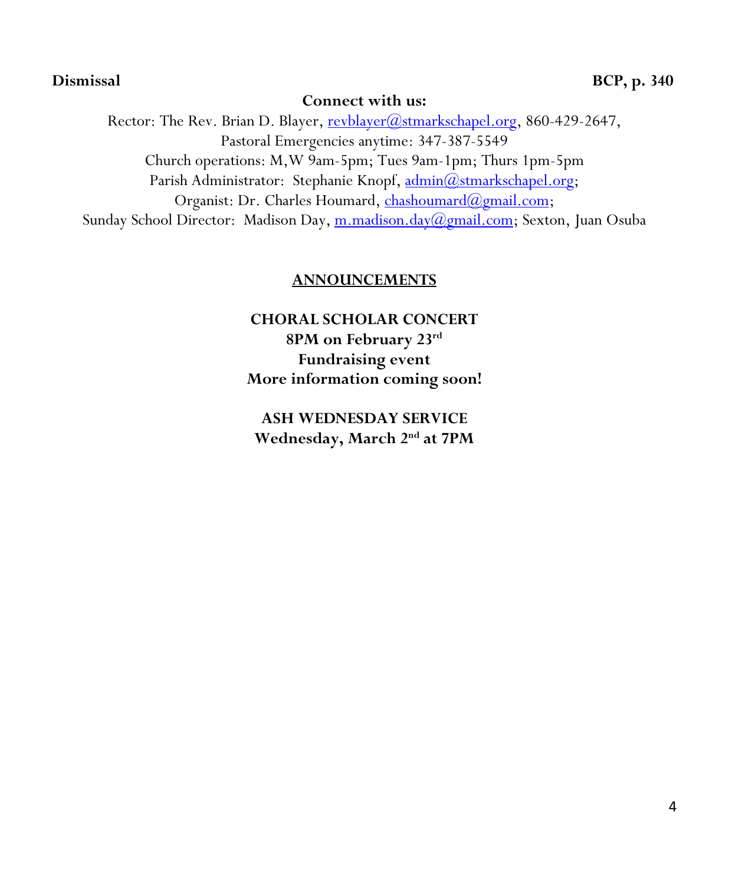**Dismissal** **BCP, p. 340**

**Connect with us:**

Rector: The Rev. Brian D. Blayer, revblayer@stmarkschapel.org, 860-429-2647,
Pastoral Emergencies anytime: 347-387-5549
Church operations: M,W 9am-5pm; Tues 9am-1pm; Thurs 1pm-5pm
Parish Administrator: Stephanie Knopf, admin@stmarkschapel.org;
Organist: Dr. Charles Houmard, chashoumard@gmail.com;
Sunday School Director: Madison Day, m.madison.day@gmail.com; Sexton, Juan Osuba

## ANNOUNCEMENTS

**CHORAL SCHOLAR CONCERT**
**8PM on February 23rd**
**Fundraising event**
**More information coming soon!**

**ASH WEDNESDAY SERVICE**
**Wednesday, March 2nd at 7PM**